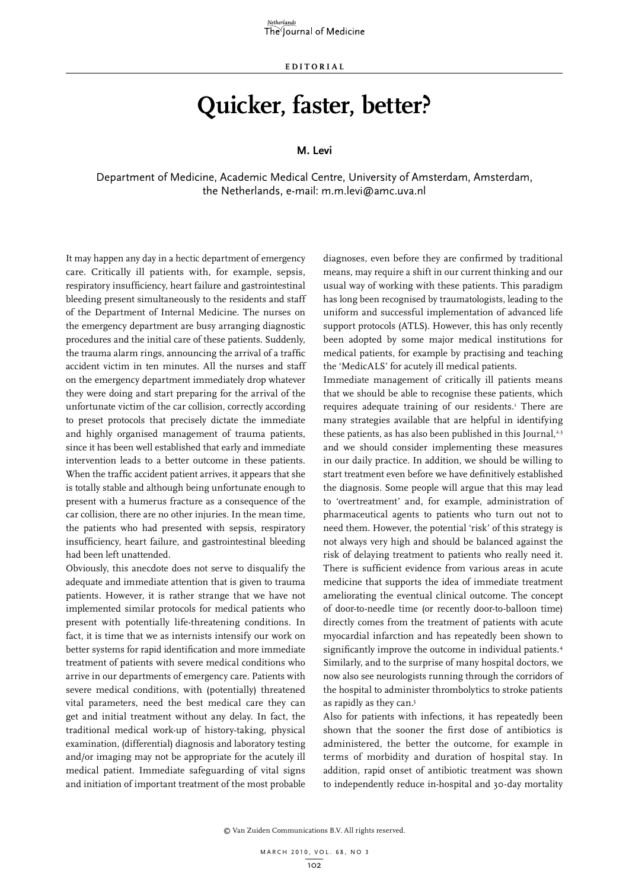EDITORIAL

# Quicker, faster, better?

**M. Levi**

Department of Medicine, Academic Medical Centre, University of Amsterdam, Amsterdam, the Netherlands, e-mail: m.m.levi@amc.uva.nl

It may happen any day in a hectic department of emergency care. Critically ill patients with, for example, sepsis, respiratory insufficiency, heart failure and gastrointestinal bleeding present simultaneously to the residents and staff of the Department of Internal Medicine. The nurses on the emergency department are busy arranging diagnostic procedures and the initial care of these patients. Suddenly, the trauma alarm rings, announcing the arrival of a traffic accident victim in ten minutes. All the nurses and staff on the emergency department immediately drop whatever they were doing and start preparing for the arrival of the unfortunate victim of the car collision, correctly according to preset protocols that precisely dictate the immediate and highly organised management of trauma patients, since it has been well established that early and immediate intervention leads to a better outcome in these patients. When the traffic accident patient arrives, it appears that she is totally stable and although being unfortunate enough to present with a humerus fracture as a consequence of the car collision, there are no other injuries. In the mean time, the patients who had presented with sepsis, respiratory insufficiency, heart failure, and gastrointestinal bleeding had been left unattended.

Obviously, this anecdote does not serve to disqualify the adequate and immediate attention that is given to trauma patients. However, it is rather strange that we have not implemented similar protocols for medical patients who present with potentially life-threatening conditions. In fact, it is time that we as internists intensify our work on better systems for rapid identification and more immediate treatment of patients with severe medical conditions who arrive in our departments of emergency care. Patients with severe medical conditions, with (potentially) threatened vital parameters, need the best medical care they can get and initial treatment without any delay. In fact, the traditional medical work-up of history-taking, physical examination, (differential) diagnosis and laboratory testing and/or imaging may not be appropriate for the acutely ill medical patient. Immediate safeguarding of vital signs and initiation of important treatment of the most probable diagnoses, even before they are confirmed by traditional means, may require a shift in our current thinking and our usual way of working with these patients. This paradigm has long been recognised by traumatologists, leading to the uniform and successful implementation of advanced life support protocols (ATLS). However, this has only recently been adopted by some major medical institutions for medical patients, for example by practising and teaching the 'MedicALS' for acutely ill medical patients.

Immediate management of critically ill patients means that we should be able to recognise these patients, which requires adequate training of our residents.[1] There are many strategies available that are helpful in identifying these patients, as has also been published in this Journal,[2,3] and we should consider implementing these measures in our daily practice. In addition, we should be willing to start treatment even before we have definitively established the diagnosis. Some people will argue that this may lead to 'overtreatment' and, for example, administration of pharmaceutical agents to patients who turn out not to need them. However, the potential 'risk' of this strategy is not always very high and should be balanced against the risk of delaying treatment to patients who really need it. There is sufficient evidence from various areas in acute medicine that supports the idea of immediate treatment ameliorating the eventual clinical outcome. The concept of door-to-needle time (or recently door-to-balloon time) directly comes from the treatment of patients with acute myocardial infarction and has repeatedly been shown to significantly improve the outcome in individual patients.[4] Similarly, and to the surprise of many hospital doctors, we now also see neurologists running through the corridors of the hospital to administer thrombolytics to stroke patients as rapidly as they can.[5]

Also for patients with infections, it has repeatedly been shown that the sooner the first dose of antibiotics is administered, the better the outcome, for example in terms of morbidity and duration of hospital stay. In addition, rapid onset of antibiotic treatment was shown to independently reduce in-hospital and 30-day mortality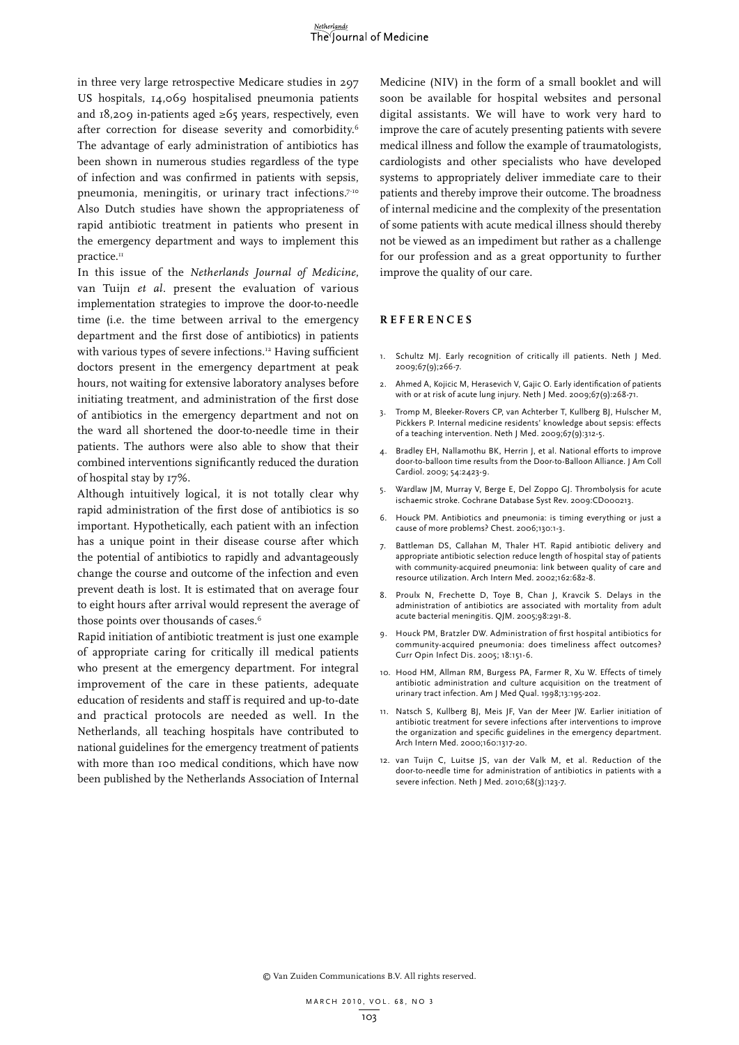in three very large retrospective Medicare studies in 297 US hospitals, 14,069 hospitalised pneumonia patients and 18,209 in-patients aged ≥65 years, respectively, even after correction for disease severity and comorbidity.[6] The advantage of early administration of antibiotics has been shown in numerous studies regardless of the type of infection and was confirmed in patients with sepsis, pneumonia, meningitis, or urinary tract infections.[7-10] Also Dutch studies have shown the appropriateness of rapid antibiotic treatment in patients who present in the emergency department and ways to implement this practice.[11]

In this issue of the *Netherlands Journal of Medicine*, van Tuijn *et al*. present the evaluation of various implementation strategies to improve the door-to-needle time (i.e. the time between arrival to the emergency department and the first dose of antibiotics) in patients with various types of severe infections.[12] Having sufficient doctors present in the emergency department at peak hours, not waiting for extensive laboratory analyses before initiating treatment, and administration of the first dose of antibiotics in the emergency department and not on the ward all shortened the door-to-needle time in their patients. The authors were also able to show that their combined interventions significantly reduced the duration of hospital stay by 17%.

Although intuitively logical, it is not totally clear why rapid administration of the first dose of antibiotics is so important. Hypothetically, each patient with an infection has a unique point in their disease course after which the potential of antibiotics to rapidly and advantageously change the course and outcome of the infection and even prevent death is lost. It is estimated that on average four to eight hours after arrival would represent the average of those points over thousands of cases.[6]

Rapid initiation of antibiotic treatment is just one example of appropriate caring for critically ill medical patients who present at the emergency department. For integral improvement of the care in these patients, adequate education of residents and staff is required and up-to-date and practical protocols are needed as well. In the Netherlands, all teaching hospitals have contributed to national guidelines for the emergency treatment of patients with more than 100 medical conditions, which have now been published by the Netherlands Association of Internal Medicine (NIV) in the form of a small booklet and will soon be available for hospital websites and personal digital assistants. We will have to work very hard to improve the care of acutely presenting patients with severe medical illness and follow the example of traumatologists, cardiologists and other specialists who have developed systems to appropriately deliver immediate care to their patients and thereby improve their outcome. The broadness of internal medicine and the complexity of the presentation of some patients with acute medical illness should thereby not be viewed as an impediment but rather as a challenge for our profession and as a great opportunity to further improve the quality of our care.

## REFERENCES

1. Schultz MJ. Early recognition of critically ill patients. Neth J Med. 2009;67(9);266-7.
2. Ahmed A, Kojicic M, Herasevich V, Gajic O. Early identification of patients with or at risk of acute lung injury. Neth J Med. 2009;67(9):268-71.
3. Tromp M, Bleeker-Rovers CP, van Achterber T, Kullberg BJ, Hulscher M, Pickkers P. Internal medicine residents' knowledge about sepsis: effects of a teaching intervention. Neth J Med. 2009;67(9):312-5.
4. Bradley EH, Nallamothu BK, Herrin J, et al. National efforts to improve door-to-balloon time results from the Door-to-Balloon Alliance. J Am Coll Cardiol. 2009; 54:2423-9.
5. Wardlaw JM, Murray V, Berge E, Del Zoppo GJ. Thrombolysis for acute ischaemic stroke. Cochrane Database Syst Rev. 2009:CD000213.
6. Houck PM. Antibiotics and pneumonia: is timing everything or just a cause of more problems? Chest. 2006;130:1-3.
7. Battleman DS, Callahan M, Thaler HT. Rapid antibiotic delivery and appropriate antibiotic selection reduce length of hospital stay of patients with community-acquired pneumonia: link between quality of care and resource utilization. Arch Intern Med. 2002;162:682-8.
8. Proulx N, Frechette D, Toye B, Chan J, Kravcik S. Delays in the administration of antibiotics are associated with mortality from adult acute bacterial meningitis. QJM. 2005;98:291-8.
9. Houck PM, Bratzler DW. Administration of first hospital antibiotics for community-acquired pneumonia: does timeliness affect outcomes? Curr Opin Infect Dis. 2005; 18:151-6.
10. Hood HM, Allman RM, Burgess PA, Farmer R, Xu W. Effects of timely antibiotic administration and culture acquisition on the treatment of urinary tract infection. Am J Med Qual. 1998;13:195-202.
11. Natsch S, Kullberg BJ, Meis JF, Van der Meer JW. Earlier initiation of antibiotic treatment for severe infections after interventions to improve the organization and specific guidelines in the emergency department. Arch Intern Med. 2000;160:1317-20.
12. van Tuijn C, Luitse JS, van der Valk M, et al. Reduction of the door-to-needle time for administration of antibiotics in patients with a severe infection. Neth J Med. 2010;68(3):123-7.

© Van Zuiden Communications B.V. All rights reserved.